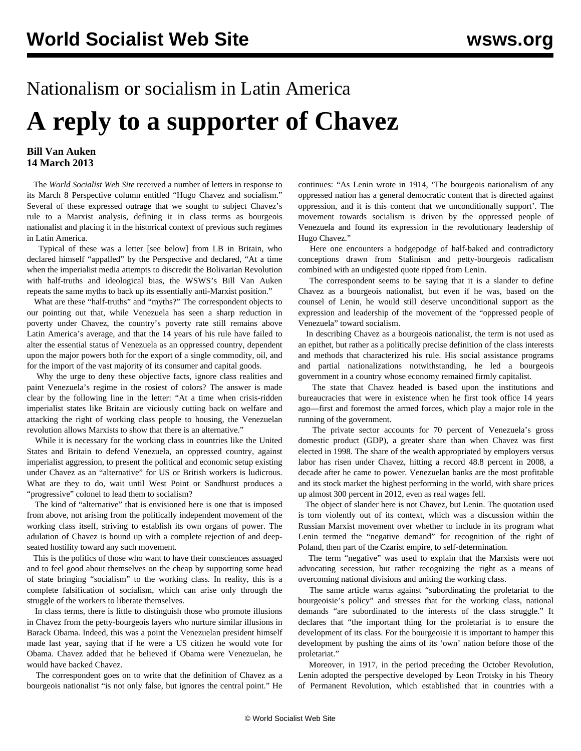# Nationalism or socialism in Latin America

# A reply to a supporter of Chavez

**Bill Van Auken**
**14 March 2013**

The *World Socialist Web Site* received a number of letters in response to its March 8 Perspective column entitled "Hugo Chavez and socialism." Several of these expressed outrage that we sought to subject Chavez's rule to a Marxist analysis, defining it in class terms as bourgeois nationalist and placing it in the historical context of previous such regimes in Latin America.

Typical of these was a letter [see below] from LB in Britain, who declared himself "appalled" by the Perspective and declared, "At a time when the imperialist media attempts to discredit the Bolivarian Revolution with half-truths and ideological bias, the WSWS's Bill Van Auken repeats the same myths to back up its essentially anti-Marxist position."

What are these "half-truths" and "myths?" The correspondent objects to our pointing out that, while Venezuela has seen a sharp reduction in poverty under Chavez, the country's poverty rate still remains above Latin America's average, and that the 14 years of his rule have failed to alter the essential status of Venezuela as an oppressed country, dependent upon the major powers both for the export of a single commodity, oil, and for the import of the vast majority of its consumer and capital goods.

Why the urge to deny these objective facts, ignore class realities and paint Venezuela's regime in the rosiest of colors? The answer is made clear by the following line in the letter: "At a time when crisis-ridden imperialist states like Britain are viciously cutting back on welfare and attacking the right of working class people to housing, the Venezuelan revolution allows Marxists to show that there is an alternative."

While it is necessary for the working class in countries like the United States and Britain to defend Venezuela, an oppressed country, against imperialist aggression, to present the political and economic setup existing under Chavez as an "alternative" for US or British workers is ludicrous. What are they to do, wait until West Point or Sandhurst produces a "progressive" colonel to lead them to socialism?

The kind of "alternative" that is envisioned here is one that is imposed from above, not arising from the politically independent movement of the working class itself, striving to establish its own organs of power. The adulation of Chavez is bound up with a complete rejection of and deep-seated hostility toward any such movement.

This is the politics of those who want to have their consciences assuaged and to feel good about themselves on the cheap by supporting some head of state bringing "socialism" to the working class. In reality, this is a complete falsification of socialism, which can arise only through the struggle of the workers to liberate themselves.

In class terms, there is little to distinguish those who promote illusions in Chavez from the petty-bourgeois layers who nurture similar illusions in Barack Obama. Indeed, this was a point the Venezuelan president himself made last year, saying that if he were a US citizen he would vote for Obama. Chavez added that he believed if Obama were Venezuelan, he would have backed Chavez.

The correspondent goes on to write that the definition of Chavez as a bourgeois nationalist "is not only false, but ignores the central point." He continues: "As Lenin wrote in 1914, 'The bourgeois nationalism of any oppressed nation has a general democratic content that is directed against oppression, and it is this content that we unconditionally support'. The movement towards socialism is driven by the oppressed people of Venezuela and found its expression in the revolutionary leadership of Hugo Chavez."

Here one encounters a hodgepodge of half-baked and contradictory conceptions drawn from Stalinism and petty-bourgeois radicalism combined with an undigested quote ripped from Lenin.

The correspondent seems to be saying that it is a slander to define Chavez as a bourgeois nationalist, but even if he was, based on the counsel of Lenin, he would still deserve unconditional support as the expression and leadership of the movement of the "oppressed people of Venezuela" toward socialism.

In describing Chavez as a bourgeois nationalist, the term is not used as an epithet, but rather as a politically precise definition of the class interests and methods that characterized his rule. His social assistance programs and partial nationalizations notwithstanding, he led a bourgeois government in a country whose economy remained firmly capitalist.

The state that Chavez headed is based upon the institutions and bureaucracies that were in existence when he first took office 14 years ago—first and foremost the armed forces, which play a major role in the running of the government.

The private sector accounts for 70 percent of Venezuela's gross domestic product (GDP), a greater share than when Chavez was first elected in 1998. The share of the wealth appropriated by employers versus labor has risen under Chavez, hitting a record 48.8 percent in 2008, a decade after he came to power. Venezuelan banks are the most profitable and its stock market the highest performing in the world, with share prices up almost 300 percent in 2012, even as real wages fell.

The object of slander here is not Chavez, but Lenin. The quotation used is torn violently out of its context, which was a discussion within the Russian Marxist movement over whether to include in its program what Lenin termed the "negative demand" for recognition of the right of Poland, then part of the Czarist empire, to self-determination.

The term "negative" was used to explain that the Marxists were not advocating secession, but rather recognizing the right as a means of overcoming national divisions and uniting the working class.

The same article warns against "subordinating the proletariat to the bourgeoisie's policy" and stresses that for the working class, national demands "are subordinated to the interests of the class struggle." It declares that "the important thing for the proletariat is to ensure the development of its class. For the bourgeoisie it is important to hamper this development by pushing the aims of its 'own' nation before those of the proletariat."

Moreover, in 1917, in the period preceding the October Revolution, Lenin adopted the perspective developed by Leon Trotsky in his Theory of Permanent Revolution, which established that in countries with a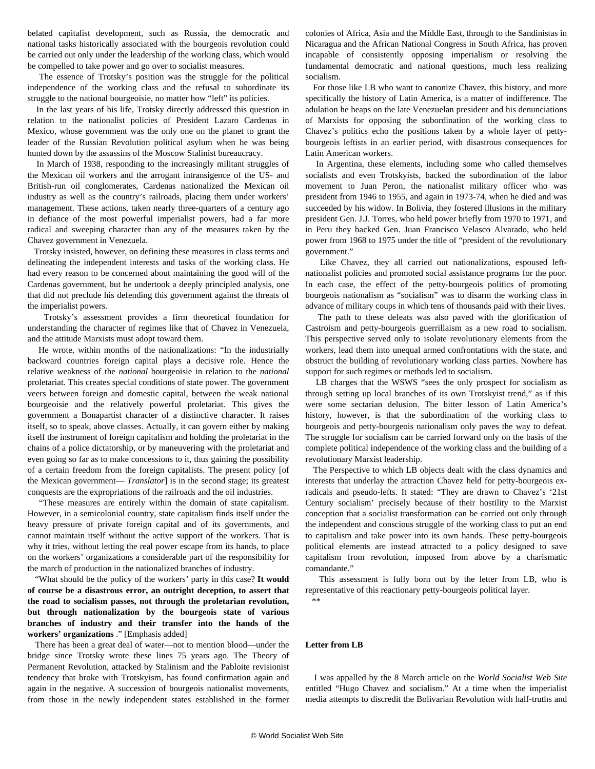belated capitalist development, such as Russia, the democratic and national tasks historically associated with the bourgeois revolution could be carried out only under the leadership of the working class, which would be compelled to take power and go over to socialist measures.

The essence of Trotsky's position was the struggle for the political independence of the working class and the refusal to subordinate its struggle to the national bourgeoisie, no matter how "left" its policies.

In the last years of his life, Trotsky directly addressed this question in relation to the nationalist policies of President Lazaro Cardenas in Mexico, whose government was the only one on the planet to grant the leader of the Russian Revolution political asylum when he was being hunted down by the assassins of the Moscow Stalinist bureaucracy.

In March of 1938, responding to the increasingly militant struggles of the Mexican oil workers and the arrogant intransigence of the US- and British-run oil conglomerates, Cardenas nationalized the Mexican oil industry as well as the country's railroads, placing them under workers' management. These actions, taken nearly three-quarters of a century ago in defiance of the most powerful imperialist powers, had a far more radical and sweeping character than any of the measures taken by the Chavez government in Venezuela.

Trotsky insisted, however, on defining these measures in class terms and delineating the independent interests and tasks of the working class. He had every reason to be concerned about maintaining the good will of the Cardenas government, but he undertook a deeply principled analysis, one that did not preclude his defending this government against the threats of the imperialist powers.

Trotsky's assessment provides a firm theoretical foundation for understanding the character of regimes like that of Chavez in Venezuela, and the attitude Marxists must adopt toward them.

He wrote, within months of the nationalizations: "In the industrially backward countries foreign capital plays a decisive role. Hence the relative weakness of the *national* bourgeoisie in relation to the *national* proletariat. This creates special conditions of state power. The government veers between foreign and domestic capital, between the weak national bourgeoisie and the relatively powerful proletariat. This gives the government a Bonapartist character of a distinctive character. It raises itself, so to speak, above classes. Actually, it can govern either by making itself the instrument of foreign capitalism and holding the proletariat in the chains of a police dictatorship, or by maneuvering with the proletariat and even going so far as to make concessions to it, thus gaining the possibility of a certain freedom from the foreign capitalists. The present policy [of the Mexican government— *Translator*] is in the second stage; its greatest conquests are the expropriations of the railroads and the oil industries.

"These measures are entirely within the domain of state capitalism. However, in a semicolonial country, state capitalism finds itself under the heavy pressure of private foreign capital and of its governments, and cannot maintain itself without the active support of the workers. That is why it tries, without letting the real power escape from its hands, to place on the workers' organizations a considerable part of the responsibility for the march of production in the nationalized branches of industry.

"What should be the policy of the workers' party in this case? **It would of course be a disastrous error, an outright deception, to assert that the road to socialism passes, not through the proletarian revolution, but through nationalization by the bourgeois state of various branches of industry and their transfer into the hands of the workers' organizations** ." [Emphasis added]

There has been a great deal of water—not to mention blood—under the bridge since Trotsky wrote these lines 75 years ago. The Theory of Permanent Revolution, attacked by Stalinism and the Pabloite revisionist tendency that broke with Trotskyism, has found confirmation again and again in the negative. A succession of bourgeois nationalist movements, from those in the newly independent states established in the former colonies of Africa, Asia and the Middle East, through to the Sandinistas in Nicaragua and the African National Congress in South Africa, has proven incapable of consistently opposing imperialism or resolving the fundamental democratic and national questions, much less realizing socialism.

For those like LB who want to canonize Chavez, this history, and more specifically the history of Latin America, is a matter of indifference. The adulation he heaps on the late Venezuelan president and his denunciations of Marxists for opposing the subordination of the working class to Chavez's politics echo the positions taken by a whole layer of petty-bourgeois leftists in an earlier period, with disastrous consequences for Latin American workers.

In Argentina, these elements, including some who called themselves socialists and even Trotskyists, backed the subordination of the labor movement to Juan Peron, the nationalist military officer who was president from 1946 to 1955, and again in 1973-74, when he died and was succeeded by his widow. In Bolivia, they fostered illusions in the military president Gen. J.J. Torres, who held power briefly from 1970 to 1971, and in Peru they backed Gen. Juan Francisco Velasco Alvarado, who held power from 1968 to 1975 under the title of "president of the revolutionary government."

Like Chavez, they all carried out nationalizations, espoused left-nationalist policies and promoted social assistance programs for the poor. In each case, the effect of the petty-bourgeois politics of promoting bourgeois nationalism as "socialism" was to disarm the working class in advance of military coups in which tens of thousands paid with their lives.

The path to these defeats was also paved with the glorification of Castroism and petty-bourgeois guerrillaism as a new road to socialism. This perspective served only to isolate revolutionary elements from the workers, lead them into unequal armed confrontations with the state, and obstruct the building of revolutionary working class parties. Nowhere has support for such regimes or methods led to socialism.

LB charges that the WSWS "sees the only prospect for socialism as through setting up local branches of its own Trotskyist trend," as if this were some sectarian delusion. The bitter lesson of Latin America's history, however, is that the subordination of the working class to bourgeois and petty-bourgeois nationalism only paves the way to defeat. The struggle for socialism can be carried forward only on the basis of the complete political independence of the working class and the building of a revolutionary Marxist leadership.

The Perspective to which LB objects dealt with the class dynamics and interests that underlay the attraction Chavez held for petty-bourgeois ex-radicals and pseudo-lefts. It stated: "They are drawn to Chavez's '21st Century socialism' precisely because of their hostility to the Marxist conception that a socialist transformation can be carried out only through the independent and conscious struggle of the working class to put an end to capitalism and take power into its own hands. These petty-bourgeois political elements are instead attracted to a policy designed to save capitalism from revolution, imposed from above by a charismatic comandante."

This assessment is fully born out by the letter from LB, who is representative of this reactionary petty-bourgeois political layer.

**

**Letter from LB**

I was appalled by the 8 March article on the *World Socialist Web Site* entitled "Hugo Chavez and socialism." At a time when the imperialist media attempts to discredit the Bolivarian Revolution with half-truths and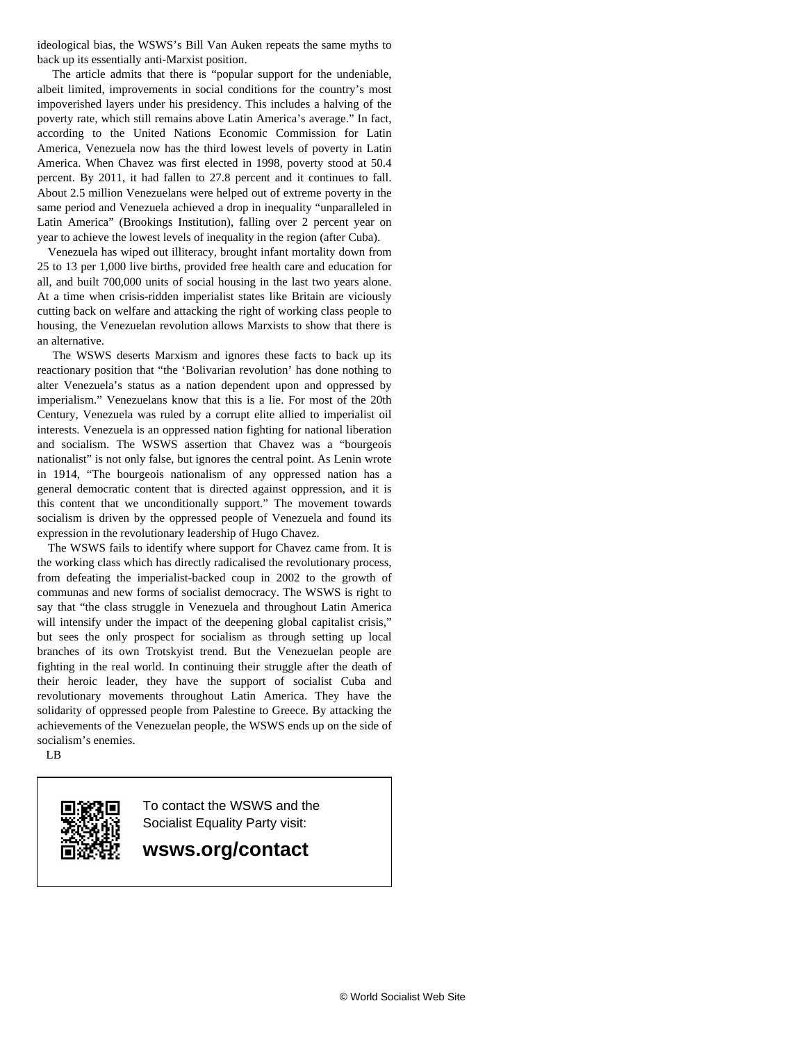ideological bias, the WSWS's Bill Van Auken repeats the same myths to back up its essentially anti-Marxist position.

The article admits that there is "popular support for the undeniable, albeit limited, improvements in social conditions for the country's most impoverished layers under his presidency. This includes a halving of the poverty rate, which still remains above Latin America's average." In fact, according to the United Nations Economic Commission for Latin America, Venezuela now has the third lowest levels of poverty in Latin America. When Chavez was first elected in 1998, poverty stood at 50.4 percent. By 2011, it had fallen to 27.8 percent and it continues to fall. About 2.5 million Venezuelans were helped out of extreme poverty in the same period and Venezuela achieved a drop in inequality "unparalleled in Latin America" (Brookings Institution), falling over 2 percent year on year to achieve the lowest levels of inequality in the region (after Cuba).

Venezuela has wiped out illiteracy, brought infant mortality down from 25 to 13 per 1,000 live births, provided free health care and education for all, and built 700,000 units of social housing in the last two years alone. At a time when crisis-ridden imperialist states like Britain are viciously cutting back on welfare and attacking the right of working class people to housing, the Venezuelan revolution allows Marxists to show that there is an alternative.

The WSWS deserts Marxism and ignores these facts to back up its reactionary position that "the 'Bolivarian revolution' has done nothing to alter Venezuela's status as a nation dependent upon and oppressed by imperialism." Venezuelans know that this is a lie. For most of the 20th Century, Venezuela was ruled by a corrupt elite allied to imperialist oil interests. Venezuela is an oppressed nation fighting for national liberation and socialism. The WSWS assertion that Chavez was a "bourgeois nationalist" is not only false, but ignores the central point. As Lenin wrote in 1914, "The bourgeois nationalism of any oppressed nation has a general democratic content that is directed against oppression, and it is this content that we unconditionally support." The movement towards socialism is driven by the oppressed people of Venezuela and found its expression in the revolutionary leadership of Hugo Chavez.

The WSWS fails to identify where support for Chavez came from. It is the working class which has directly radicalised the revolutionary process, from defeating the imperialist-backed coup in 2002 to the growth of communas and new forms of socialist democracy. The WSWS is right to say that "the class struggle in Venezuela and throughout Latin America will intensify under the impact of the deepening global capitalist crisis," but sees the only prospect for socialism as through setting up local branches of its own Trotskyist trend. But the Venezuelan people are fighting in the real world. In continuing their struggle after the death of their heroic leader, they have the support of socialist Cuba and revolutionary movements throughout Latin America. They have the solidarity of oppressed people from Palestine to Greece. By attacking the achievements of the Venezuelan people, the WSWS ends up on the side of socialism's enemies.

LB

To contact the WSWS and the Socialist Equality Party visit:

**wsws.org/contact**